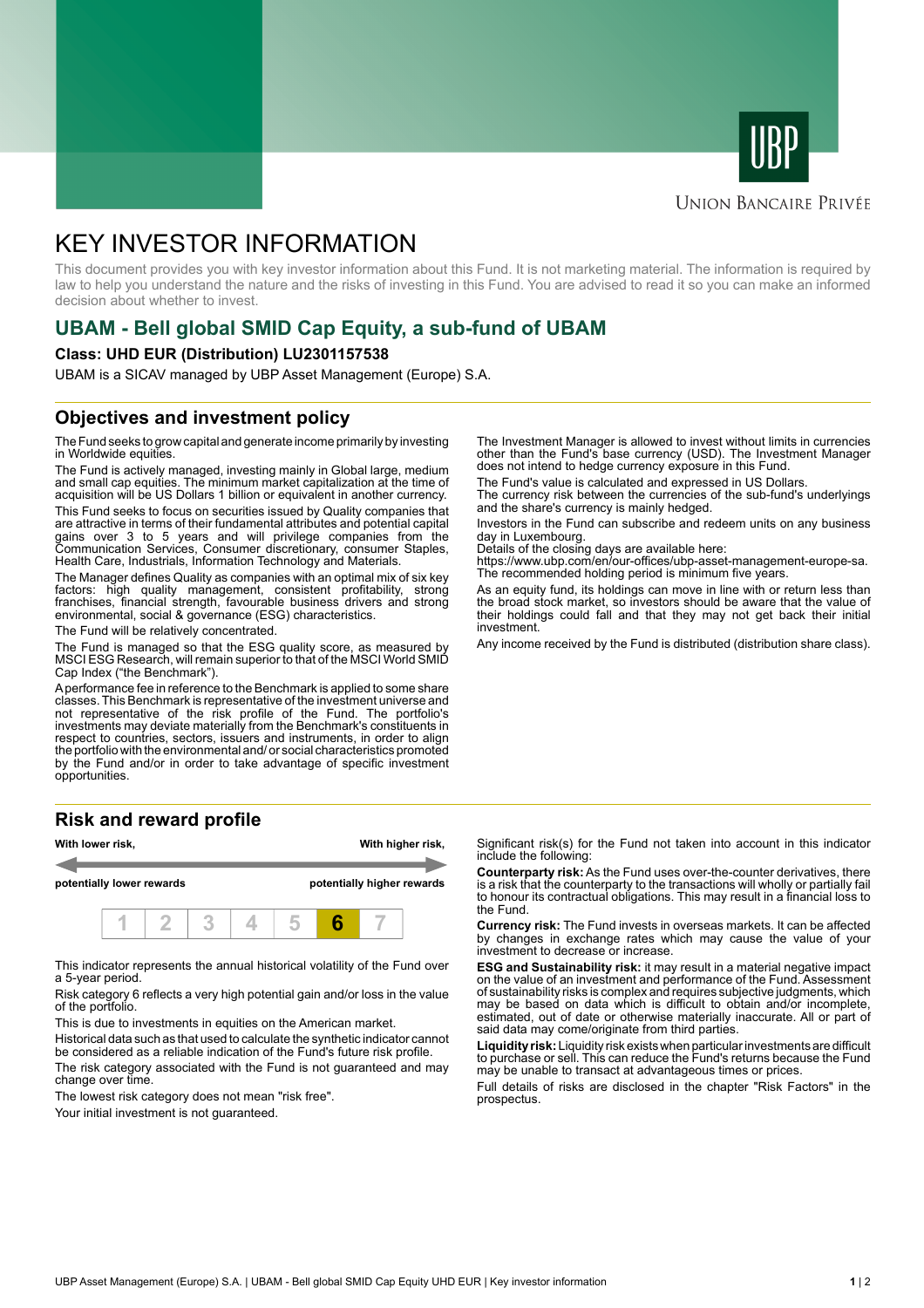UBP

UNION BANCAIRE PRIVÉE

# KEY INVESTOR INFORMATION

This document provides you with key investor information about this Fund. It is not marketing material. The information is required by law to help you understand the nature and the risks of investing in this Fund. You are advised to read it so you can make an informed decision about whether to invest.

## UBAM - Bell global SMID Cap Equity, a sub-fund of UBAM

**Class: UHD EUR (Distribution) LU2301157538**

UBAM is a SICAV managed by UBP Asset Management (Europe) S.A.

## Objectives and investment policy

The Fund seeks to grow capital and generate income primarily by investing in Worldwide equities.

The Fund is actively managed, investing mainly in Global large, medium and small cap equities. The minimum market capitalization at the time of acquisition will be US Dollars 1 billion or equivalent in another currency.

This Fund seeks to focus on securities issued by Quality companies that are attractive in terms of their fundamental attributes and potential capital gains over 3 to 5 years and will privilege companies from the Communication Services, Consumer discretionary, consumer Staples, Health Care, Industrials, Information Technology and Materials.

The Manager defines Quality as companies with an optimal mix of six key factors: high quality management, consistent profitability, strong franchises, financial strength, favourable business drivers and strong environmental, social & governance (ESG) characteristics.

The Fund will be relatively concentrated.

The Fund is managed so that the ESG quality score, as measured by MSCI ESG Research, will remain superior to that of the MSCI World SMID Cap Index ("the Benchmark").

A performance fee in reference to the Benchmark is applied to some share classes. This Benchmark is representative of the investment universe and not representative of the risk profile of the Fund. The portfolio's investments may deviate materially from the Benchmark's constituents in respect to countries, sectors, issuers and instruments, in order to align the portfolio with the environmental and/ or social characteristics promoted by the Fund and/or in order to take advantage of specific investment opportunities.

The Investment Manager is allowed to invest without limits in currencies other than the Fund's base currency (USD). The Investment Manager does not intend to hedge currency exposure in this Fund.

The Fund's value is calculated and expressed in US Dollars.

The currency risk between the currencies of the sub-fund's underlyings and the share's currency is mainly hedged.

Investors in the Fund can subscribe and redeem units on any business day in Luxembourg.

Details of the closing days are available here:

https://www.ubp.com/en/our-offices/ubp-asset-management-europe-sa.

The recommended holding period is minimum five years.

As an equity fund, its holdings can move in line with or return less than the broad stock market, so investors should be aware that the value of their holdings could fall and that they may not get back their initial investment.

Any income received by the Fund is distributed (distribution share class).

## Risk and reward profile

| With lower risk, | | | | | | With higher risk, |
|---|---|---|---|---|---|---|
| potentially lower rewards | | | | | | potentially higher rewards |
| 1 | 2 | 3 | 4 | 5 | **6** | 7 |

This indicator represents the annual historical volatility of the Fund over a 5-year period.

Risk category 6 reflects a very high potential gain and/or loss in the value of the portfolio.

This is due to investments in equities on the American market.

Historical data such as that used to calculate the synthetic indicator cannot be considered as a reliable indication of the Fund's future risk profile.

The risk category associated with the Fund is not guaranteed and may change over time.

The lowest risk category does not mean "risk free".

Your initial investment is not guaranteed.

Significant risk(s) for the Fund not taken into account in this indicator include the following:

**Counterparty risk:** As the Fund uses over-the-counter derivatives, there is a risk that the counterparty to the transactions will wholly or partially fail to honour its contractual obligations. This may result in a financial loss to the Fund.

**Currency risk:** The Fund invests in overseas markets. It can be affected by changes in exchange rates which may cause the value of your investment to decrease or increase.

**ESG and Sustainability risk:** it may result in a material negative impact on the value of an investment and performance of the Fund. Assessment of sustainability risks is complex and requires subjective judgments, which may be based on data which is difficult to obtain and/or incomplete, estimated, out of date or otherwise materially inaccurate. All or part of said data may come/originate from third parties.

**Liquidity risk:** Liquidity risk exists when particular investments are difficult to purchase or sell. This can reduce the Fund's returns because the Fund may be unable to transact at advantageous times or prices.

Full details of risks are disclosed in the chapter "Risk Factors" in the prospectus.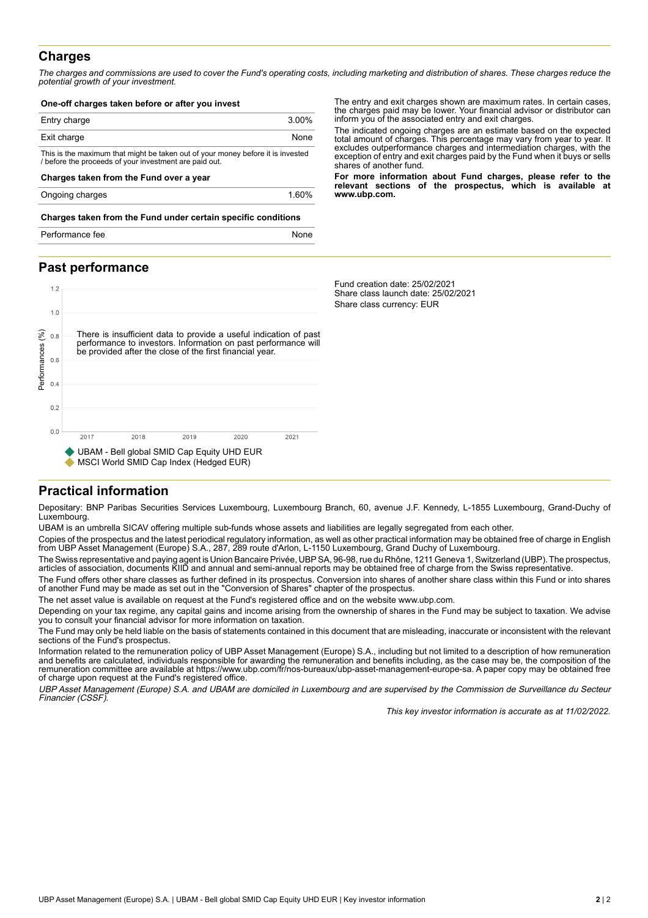## Charges

*The charges and commissions are used to cover the Fund's operating costs, including marketing and distribution of shares. These charges reduce the potential growth of your investment.*

| One-off charges taken before or after you invest | |
|---|---|
| Entry charge | 3.00% |
| Exit charge | None |

This is the maximum that might be taken out of your money before it is invested / before the proceeds of your investment are paid out.

| Charges taken from the Fund over a year | |
|---|---|
| Ongoing charges | 1.60% |

| Charges taken from the Fund under certain specific conditions | |
|---|---|
| Performance fee | None |

The entry and exit charges shown are maximum rates. In certain cases, the charges paid may be lower. Your financial advisor or distributor can inform you of the associated entry and exit charges.

The indicated ongoing charges are an estimate based on the expected total amount of charges. This percentage may vary from year to year. It excludes outperformance charges and intermediation charges, with the exception of entry and exit charges paid by the Fund when it buys or sells shares of another fund.

**For more information about Fund charges, please refer to the relevant sections of the prospectus, which is available at www.ubp.com.**

## Past performance

Performances (%)

1.2
1.0
0.8
0.6
0.4
0.2
0.0

2017 2018 2019 2020 2021

There is insufficient data to provide a useful indication of past performance to investors. Information on past performance will be provided after the close of the first financial year.

UBAM - Bell global SMID Cap Equity UHD EUR
MSCI World SMID Cap Index (Hedged EUR)

Fund creation date: 25/02/2021
Share class launch date: 25/02/2021
Share class currency: EUR

## Practical information

Depositary: BNP Paribas Securities Services Luxembourg, Luxembourg Branch, 60, avenue J.F. Kennedy, L-1855 Luxembourg, Grand-Duchy of Luxembourg.

UBAM is an umbrella SICAV offering multiple sub-funds whose assets and liabilities are legally segregated from each other.

Copies of the prospectus and the latest periodical regulatory information, as well as other practical information may be obtained free of charge in English from UBP Asset Management (Europe) S.A., 287, 289 route d'Arlon, L-1150 Luxembourg, Grand Duchy of Luxembourg.

The Swiss representative and paying agent is Union Bancaire Privée, UBP SA, 96-98, rue du Rhône, 1211 Geneva 1, Switzerland (UBP). The prospectus, articles of association, documents KIID and annual and semi-annual reports may be obtained free of charge from the Swiss representative.

The Fund offers other share classes as further defined in its prospectus. Conversion into shares of another share class within this Fund or into shares of another Fund may be made as set out in the "Conversion of Shares" chapter of the prospectus.

The net asset value is available on request at the Fund's registered office and on the website www.ubp.com.

Depending on your tax regime, any capital gains and income arising from the ownership of shares in the Fund may be subject to taxation. We advise you to consult your financial advisor for more information on taxation.

The Fund may only be held liable on the basis of statements contained in this document that are misleading, inaccurate or inconsistent with the relevant sections of the Fund's prospectus.

Information related to the remuneration policy of UBP Asset Management (Europe) S.A., including but not limited to a description of how remuneration and benefits are calculated, individuals responsible for awarding the remuneration and benefits including, as the case may be, the composition of the remuneration committee are available at https://www.ubp.com/fr/nos-bureaux/ubp-asset-management-europe-sa. A paper copy may be obtained free of charge upon request at the Fund's registered office.

*UBP Asset Management (Europe) S.A. and UBAM are domiciled in Luxembourg and are supervised by the Commission de Surveillance du Secteur Financier (CSSF).*

*This key investor information is accurate as at 11/02/2022.*